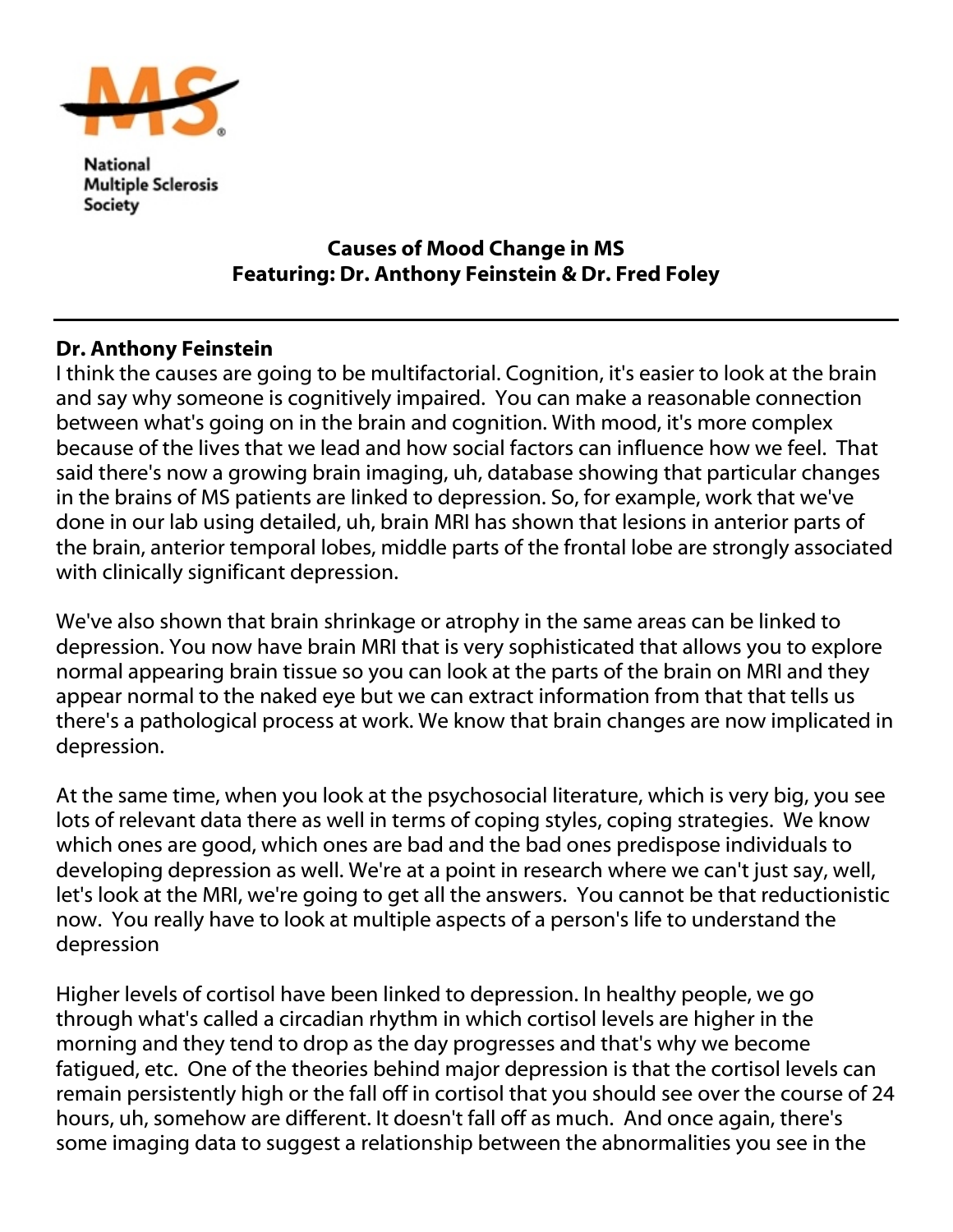National Multiple Sclerosis Society

## Causes of Mood Change in MS
### Featuring: Dr. Anthony Feinstein & Dr. Fred Foley

---

**Dr. Anthony Feinstein**

I think the causes are going to be multifactorial. Cognition, it's easier to look at the brain and say why someone is cognitively impaired. You can make a reasonable connection between what's going on in the brain and cognition. With mood, it's more complex because of the lives that we lead and how social factors can influence how we feel. That said there's now a growing brain imaging, uh, database showing that particular changes in the brains of MS patients are linked to depression. So, for example, work that we've done in our lab using detailed, uh, brain MRI has shown that lesions in anterior parts of the brain, anterior temporal lobes, middle parts of the frontal lobe are strongly associated with clinically significant depression.

We've also shown that brain shrinkage or atrophy in the same areas can be linked to depression. You now have brain MRI that is very sophisticated that allows you to explore normal appearing brain tissue so you can look at the parts of the brain on MRI and they appear normal to the naked eye but we can extract information from that that tells us there's a pathological process at work. We know that brain changes are now implicated in depression.

At the same time, when you look at the psychosocial literature, which is very big, you see lots of relevant data there as well in terms of coping styles, coping strategies. We know which ones are good, which ones are bad and the bad ones predispose individuals to developing depression as well. We're at a point in research where we can't just say, well, let's look at the MRI, we're going to get all the answers. You cannot be that reductionistic now. You really have to look at multiple aspects of a person's life to understand the depression

Higher levels of cortisol have been linked to depression. In healthy people, we go through what's called a circadian rhythm in which cortisol levels are higher in the morning and they tend to drop as the day progresses and that's why we become fatigued, etc. One of the theories behind major depression is that the cortisol levels can remain persistently high or the fall off in cortisol that you should see over the course of 24 hours, uh, somehow are different. It doesn't fall off as much. And once again, there's some imaging data to suggest a relationship between the abnormalities you see in the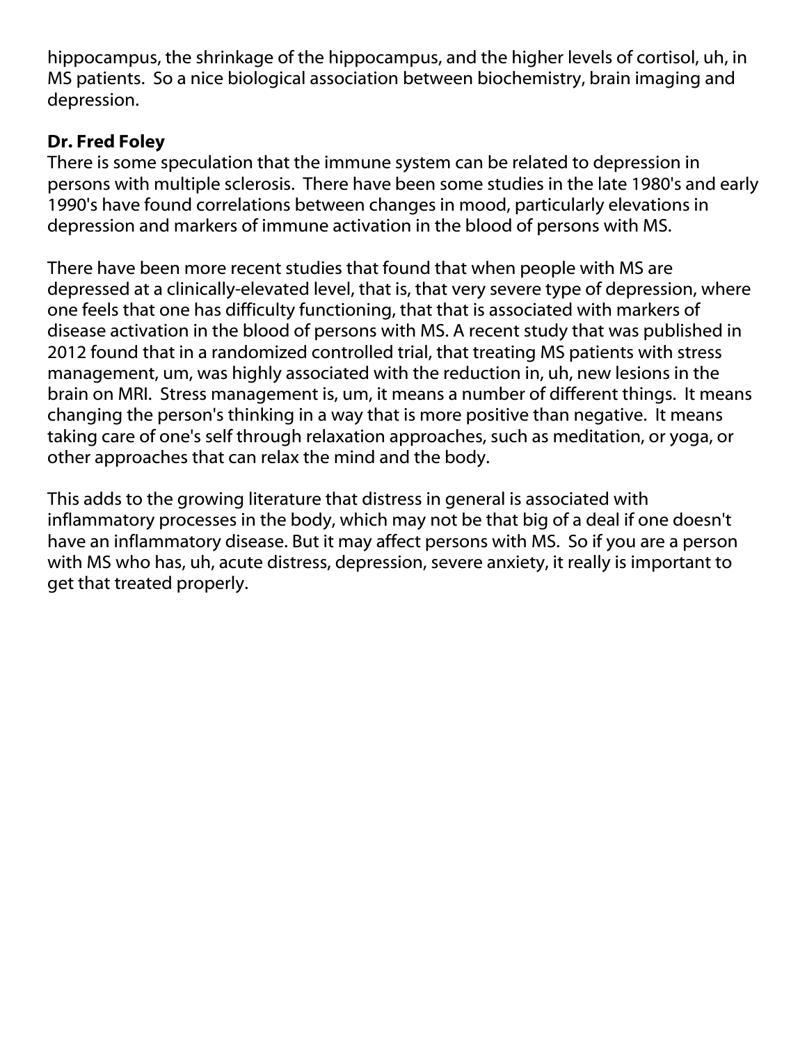hippocampus, the shrinkage of the hippocampus, and the higher levels of cortisol, uh, in MS patients. So a nice biological association between biochemistry, brain imaging and depression.

**Dr. Fred Foley**

There is some speculation that the immune system can be related to depression in persons with multiple sclerosis. There have been some studies in the late 1980's and early 1990's have found correlations between changes in mood, particularly elevations in depression and markers of immune activation in the blood of persons with MS.

There have been more recent studies that found that when people with MS are depressed at a clinically-elevated level, that is, that very severe type of depression, where one feels that one has difficulty functioning, that that is associated with markers of disease activation in the blood of persons with MS. A recent study that was published in 2012 found that in a randomized controlled trial, that treating MS patients with stress management, um, was highly associated with the reduction in, uh, new lesions in the brain on MRI. Stress management is, um, it means a number of different things. It means changing the person's thinking in a way that is more positive than negative. It means taking care of one's self through relaxation approaches, such as meditation, or yoga, or other approaches that can relax the mind and the body.

This adds to the growing literature that distress in general is associated with inflammatory processes in the body, which may not be that big of a deal if one doesn't have an inflammatory disease. But it may affect persons with MS. So if you are a person with MS who has, uh, acute distress, depression, severe anxiety, it really is important to get that treated properly.